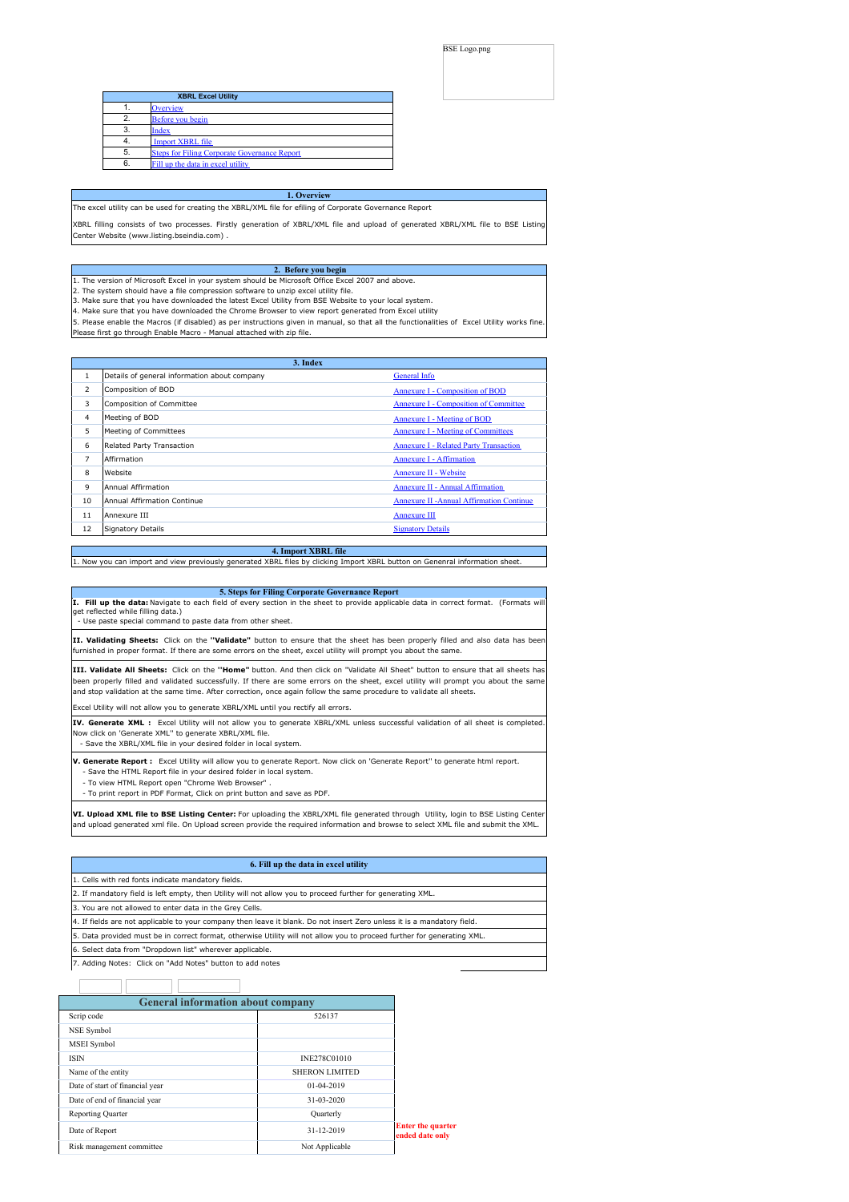BSE Logo.png

| XBRL Excel Utility | |
|---|---|
| 1. | Overview |
| 2. | Before you begin |
| 3. | Index |
| 4. | Import XBRL file |
| 5. | Steps for Filing Corporate Governance Report |
| 6. | Fill up the data in excel utility |

## 1. Overview

The excel utility can be used for creating the XBRL/XML file for efiling of Corporate Governance Report

XBRL filling consists of two processes. Firstly generation of XBRL/XML file and upload of generated XBRL/XML file to BSE Listing Center Website (www.listing.bseindia.com) .

## 2. Before you begin

1. The version of Microsoft Excel in your system should be Microsoft Office Excel 2007 and above.
2. The system should have a file compression software to unzip excel utility file.
3. Make sure that you have downloaded the latest Excel Utility from BSE Website to your local system.
4. Make sure that you have downloaded the Chrome Browser to view report generated from Excel utility
5. Please enable the Macros (if disabled) as per instructions given in manual, so that all the functionalities of Excel Utility works fine. Please first go through Enable Macro - Manual attached with zip file.

## 3. Index

| | | |
|---|---|---|
| 1 | Details of general information about company | General Info |
| 2 | Composition of BOD | Annexure I - Composition of BOD |
| 3 | Composition of Committee | Annexure I - Composition of Committee |
| 4 | Meeting of BOD | Annexure I - Meeting of BOD |
| 5 | Meeting of Committees | Annexure I - Meeting of Committees |
| 6 | Related Party Transaction | Annexure I - Related Party Transaction |
| 7 | Affirmation | Annexure I - Affirmation |
| 8 | Website | Annexure II - Website |
| 9 | Annual Affirmation | Annexure II - Annual Affirmation |
| 10 | Annual Affirmation Continue | Annexure II -Annual Affirmation Continue |
| 11 | Annexure III | Annexure III |
| 12 | Signatory Details | Signatory Details |

## 4. Import XBRL file

1. Now you can import and view previously generated XBRL files by clicking Import XBRL button on Genenral information sheet.

## 5. Steps for Filing Corporate Governance Report

**I. Fill up the data:** Navigate to each field of every section in the sheet to provide applicable data in correct format. (Formats will get reflected while filling data.)
- Use paste special command to paste data from other sheet.

**II. Validating Sheets:** Click on the **''Validate''** button to ensure that the sheet has been properly filled and also data has been furnished in proper format. If there are some errors on the sheet, excel utility will prompt you about the same.

**III. Validate All Sheets:** Click on the **''Home''** button. And then click on "Validate All Sheet" button to ensure that all sheets has been properly filled and validated successfully. If there are some errors on the sheet, excel utility will prompt you about the same and stop validation at the same time. After correction, once again follow the same procedure to validate all sheets.

Excel Utility will not allow you to generate XBRL/XML until you rectify all errors.

**IV. Generate XML :** Excel Utility will not allow you to generate XBRL/XML unless successful validation of all sheet is completed. Now click on 'Generate XML'' to generate XBRL/XML file.
- Save the XBRL/XML file in your desired folder in local system.

**V. Generate Report :** Excel Utility will allow you to generate Report. Now click on 'Generate Report'' to generate html report.
- Save the HTML Report file in your desired folder in local system.
- To view HTML Report open "Chrome Web Browser" .
- To print report in PDF Format, Click on print button and save as PDF.

**VI. Upload XML file to BSE Listing Center:** For uploading the XBRL/XML file generated through Utility, login to BSE Listing Center and upload generated xml file. On Upload screen provide the required information and browse to select XML file and submit the XML.

## 6. Fill up the data in excel utility

1. Cells with red fonts indicate mandatory fields.
2. If mandatory field is left empty, then Utility will not allow you to proceed further for generating XML.
3. You are not allowed to enter data in the Grey Cells.
4. If fields are not applicable to your company then leave it blank. Do not insert Zero unless it is a mandatory field.
5. Data provided must be in correct format, otherwise Utility will not allow you to proceed further for generating XML.
6. Select data from "Dropdown list" wherever applicable.
7. Adding Notes: Click on "Add Notes" button to add notes

## General information about company

| General information about company | | |
|---|---|---|
| Scrip code | 526137 | |
| NSE Symbol | | |
| MSEI Symbol | | |
| ISIN | INE278C01010 | |
| Name of the entity | SHERON LIMITED | |
| Date of start of financial year | 01-04-2019 | |
| Date of end of financial year | 31-03-2020 | |
| Reporting Quarter | Quarterly | |
| Date of Report | 31-12-2019 | Enter the quarter ended date only |
| Risk management committee | Not Applicable | |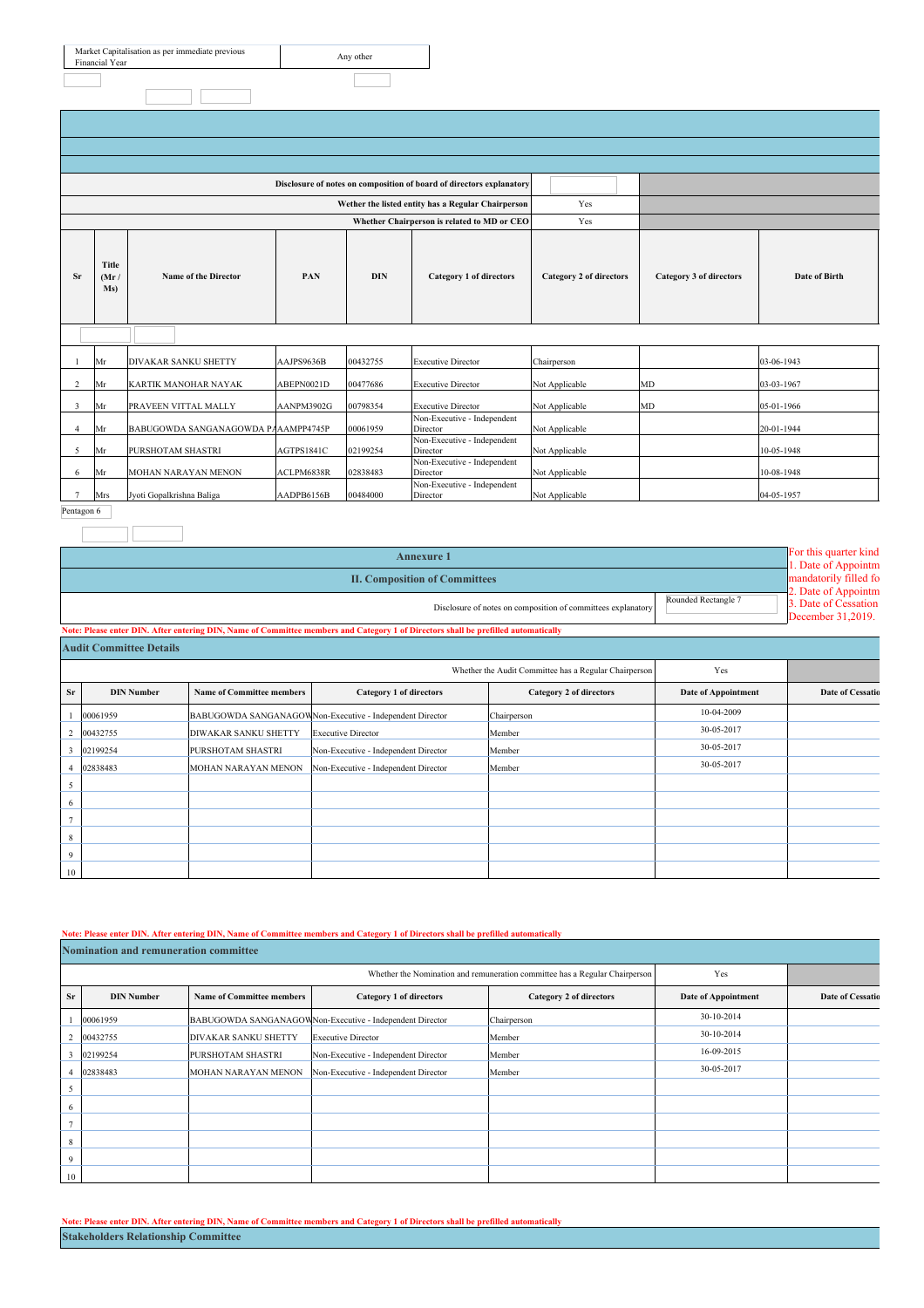| Market Capitalisation as per immediate previous Financial Year | Any other |
|---|---|

| Disclosure of notes on composition of board of directors explanatory | |
|---|---|
| Wether the listed entity has a Regular Chairperson | Yes |
| Whether Chairperson is related to MD or CEO | Yes |

| Sr | Title (Mr / Ms) | Name of the Director | PAN | DIN | Category 1 of directors | Category 2 of directors | Category 3 of directors | Date of Birth |
|---|---|---|---|---|---|---|---|---|
| 1 | Mr | DIVAKAR SANKU SHETTY | AAJPS9636B | 00432755 | Executive Director | Chairperson | | 03-06-1943 |
| 2 | Mr | KARTIK MANOHAR NAYAK | ABEPN0021D | 00477686 | Executive Director | Not Applicable | MD | 03-03-1967 |
| 3 | Mr | PRAVEEN VITTAL MALLY | AANPM3902G | 00798354 | Executive Director | Not Applicable | MD | 05-01-1966 |
| 4 | Mr | BABUGOWDA SANGANAGOWDA PA | AAMPP4745P | 00061959 | Non-Executive - Independent Director | Not Applicable | | 20-01-1944 |
| 5 | Mr | PURSHOTAM SHASTRI | AGTPS1841C | 02199254 | Non-Executive - Independent Director | Not Applicable | | 10-05-1948 |
| 6 | Mr | MOHAN NARAYAN MENON | ACLPM6838R | 02838483 | Non-Executive - Independent Director | Not Applicable | | 10-08-1948 |
| 7 | Mrs | Jyoti Gopalkrishna Baliga | AADPB6156B | 00484000 | Non-Executive - Independent Director | Not Applicable | | 04-05-1957 |

Pentagon 6

## Annexure 1

## II. Composition of Committees

| Disclosure of notes on composition of committees explanatory | Rounded Rectangle 7 |
|---|---|

For this quarter kind
1. Date of Appointm... mandatorily filled fo...
2. Date of Appointm...
3. Date of Cessatio... December 31,2019.

Note: Please enter DIN. After entering DIN, Name of Committee members and Category 1 of Directors shall be prefilled automatically

### Audit Committee Details

| Whether the Audit Committee has a Regular Chairperson | Yes |
|---|---|

| Sr | DIN Number | Name of Committee members | Category 1 of directors | Category 2 of directors | Date of Appointment | Date of Cessation |
|---|---|---|---|---|---|---|
| 1 | 00061959 | BABUGOWDA SANGANAGOW | Non-Executive - Independent Director | Chairperson | 10-04-2009 | |
| 2 | 00432755 | DIWAKAR SANKU SHETTY | Executive Director | Member | 30-05-2017 | |
| 3 | 02199254 | PURSHOTAM SHASTRI | Non-Executive - Independent Director | Member | 30-05-2017 | |
| 4 | 02838483 | MOHAN NARAYAN MENON | Non-Executive - Independent Director | Member | 30-05-2017 | |
| 5 | | | | | | |
| 6 | | | | | | |
| 7 | | | | | | |
| 8 | | | | | | |
| 9 | | | | | | |
| 10 | | | | | | |

Note: Please enter DIN. After entering DIN, Name of Committee members and Category 1 of Directors shall be prefilled automatically

### Nomination and remuneration committee

| Whether the Nomination and remuneration committee has a Regular Chairperson | Yes |
|---|---|

| Sr | DIN Number | Name of Committee members | Category 1 of directors | Category 2 of directors | Date of Appointment | Date of Cessation |
|---|---|---|---|---|---|---|
| 1 | 00061959 | BABUGOWDA SANGANAGOW | Non-Executive - Independent Director | Chairperson | 30-10-2014 | |
| 2 | 00432755 | DIVAKAR SANKU SHETTY | Executive Director | Member | 30-10-2014 | |
| 3 | 02199254 | PURSHOTAM SHASTRI | Non-Executive - Independent Director | Member | 16-09-2015 | |
| 4 | 02838483 | MOHAN NARAYAN MENON | Non-Executive - Independent Director | Member | 30-05-2017 | |
| 5 | | | | | | |
| 6 | | | | | | |
| 7 | | | | | | |
| 8 | | | | | | |
| 9 | | | | | | |
| 10 | | | | | | |

Note: Please enter DIN. After entering DIN, Name of Committee members and Category 1 of Directors shall be prefilled automatically

### Stakeholders Relationship Committee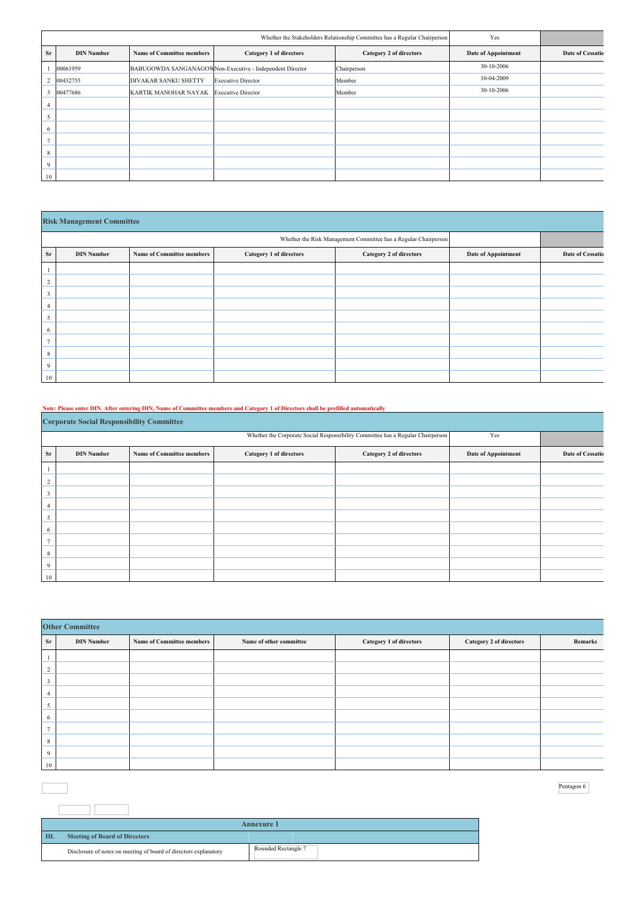| Whether the Stakeholders Relationship Committee has a Regular Chairperson | | | | | Yes | |
|---|---|---|---|---|---|---|
| Sr | DIN Number | Name of Committee members | Category 1 of directors | Category 2 of directors | Date of Appointment | Date of Cessation |
| 1 | 00061959 | BABUGOWDA SANGANAGOW | Non-Executive - Independent Director | Chairperson | 30-10-2006 | |
| 2 | 00432755 | DIVAKAR SANKU SHETTY | Executive Director | Member | 10-04-2009 | |
| 3 | 00477686 | KARTIK MANOHAR NAYAK | Executive Director | Member | 30-10-2006 | |
| 4 | | | | | | |
| 5 | | | | | | |
| 6 | | | | | | |
| 7 | | | | | | |
| 8 | | | | | | |
| 9 | | | | | | |
| 10 | | | | | | |

## Risk Management Committee

| Whether the Risk Management Committee has a Regular Chairperson | | | | | | |
|---|---|---|---|---|---|---|
| Sr | DIN Number | Name of Committee members | Category 1 of directors | Category 2 of directors | Date of Appointment | Date of Cessation |
| 1 | | | | | | |
| 2 | | | | | | |
| 3 | | | | | | |
| 4 | | | | | | |
| 5 | | | | | | |
| 6 | | | | | | |
| 7 | | | | | | |
| 8 | | | | | | |
| 9 | | | | | | |
| 10 | | | | | | |

**Note: Please enter DIN. After entering DIN, Name of Committee members and Category 1 of Directors shall be prefilled automatically**

## Corporate Social Responsibility Committee

| Whether the Corporate Social Responsibility Committee has a Regular Chairperson | | | | | Yes | |
|---|---|---|---|---|---|---|
| Sr | DIN Number | Name of Committee members | Category 1 of directors | Category 2 of directors | Date of Appointment | Date of Cessation |
| 1 | | | | | | |
| 2 | | | | | | |
| 3 | | | | | | |
| 4 | | | | | | |
| 5 | | | | | | |
| 6 | | | | | | |
| 7 | | | | | | |
| 8 | | | | | | |
| 9 | | | | | | |
| 10 | | | | | | |

## Other Committee

| Sr | DIN Number | Name of Committee members | Name of other committee | Category 1 of directors | Category 2 of directors | Remarks |
|---|---|---|---|---|---|---|
| 1 | | | | | | |
| 2 | | | | | | |
| 3 | | | | | | |
| 4 | | | | | | |
| 5 | | | | | | |
| 6 | | | | | | |
| 7 | | | | | | |
| 8 | | | | | | |
| 9 | | | | | | |
| 10 | | | | | | |

Pentagon 6

| Annexure 1 | |
|---|---|
| **III. Meeting of Board of Directors** | |
| Disclosure of notes on meeting of board of directors explanatory | Rounded Rectangle 7 |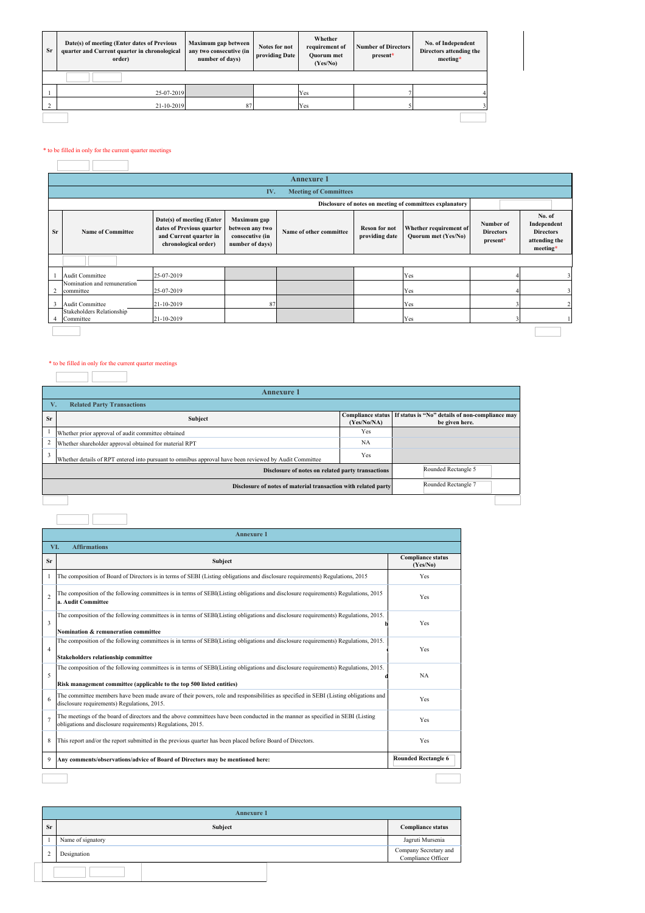| Sr | Date(s) of meeting (Enter dates of Previous quarter and Current quarter in chronological order) | Maximum gap between any two consecutive (in number of days) | Notes for not providing Date | Whether requirement of Quorum met (Yes/No) | Number of Directors present* | No. of Independent Directors attending the meeting* |
|---|---|---|---|---|---|---|
| 1 | 25-07-2019 | | | Yes | 7 | 4 |
| 2 | 21-10-2019 | 87 | | Yes | 5 | 3 |

* to be filled in only for the current quarter meetings

## Annexure 1

### IV. Meeting of Committees

Disclosure of notes on meeting of committees explanatory

| Sr | Name of Committee | Date(s) of meeting (Enter dates of Previous quarter and Current quarter in chronological order) | Maximum gap between any two consecutive (in number of days) | Name of other committee | Reson for not providing date | Whether requirement of Quorum met (Yes/No) | Number of Directors present* | No. of Independent Directors attending the meeting* |
|---|---|---|---|---|---|---|---|---|
| 1 | Audit Committee | 25-07-2019 | | | | Yes | 4 | 3 |
| 2 | Nomination and remuneration committee | 25-07-2019 | | | | Yes | 4 | 3 |
| 3 | Audit Committee | 21-10-2019 | 87 | | | Yes | 3 | 2 |
| 4 | Stakeholders Relationship Committee | 21-10-2019 | | | | Yes | 3 | 1 |

* to be filled in only for the current quarter meetings

## Annexure 1

### V. Related Party Transactions

| Sr | Subject | Compliance status (Yes/No/NA) | If status is "No" details of non-compliance may be given here. |
|---|---|---|---|
| 1 | Whether prior approval of audit committee obtained | Yes | |
| 2 | Whether shareholder approval obtained for material RPT | NA | |
| 3 | Whether details of RPT entered into pursuant to omnibus approval have been reviewed by Audit Committee | Yes | |
| | Disclosure of notes on related party transactions | | Rounded Rectangle 5 |
| | Disclosure of notes of material transaction with related party | | Rounded Rectangle 7 |

## Annexure 1

### VI. Affirmations

| Sr | Subject | Compliance status (Yes/No) |
|---|---|---|
| 1 | The composition of Board of Directors is in terms of SEBI (Listing obligations and disclosure requirements) Regulations, 2015 | Yes |
| 2 | The composition of the following committees is in terms of SEBI(Listing obligations and disclosure requirements) Regulations, 2015 **a. Audit Committee** | Yes |
| 3 | The composition of the following committees is in terms of SEBI(Listing obligations and disclosure requirements) Regulations, 2015. **b. Nomination & remuneration committee** | Yes |
| 4 | The composition of the following committees is in terms of SEBI(Listing obligations and disclosure requirements) Regulations, 2015. **c. Stakeholders relationship committee** | Yes |
| 5 | The composition of the following committees is in terms of SEBI(Listing obligations and disclosure requirements) Regulations, 2015. **d. Risk management committee (applicable to the top 500 listed entities)** | NA |
| 6 | The committee members have been made aware of their powers, role and responsibilities as specified in SEBI (Listing obligations and disclosure requirements) Regulations, 2015. | Yes |
| 7 | The meetings of the board of directors and the above committees have been conducted in the manner as specified in SEBI (Listing obligations and disclosure requirements) Regulations, 2015. | Yes |
| 8 | This report and/or the report submitted in the previous quarter has been placed before Board of Directors. | Yes |
| 9 | **Any comments/observations/advice of Board of Directors may be mentioned here:** | **Rounded Rectangle 6** |

## Annexure 1

| Sr | Subject | Compliance status |
|---|---|---|
| 1 | Name of signatory | Jagruti Mursenia |
| 2 | Designation | Company Secretary and Compliance Officer |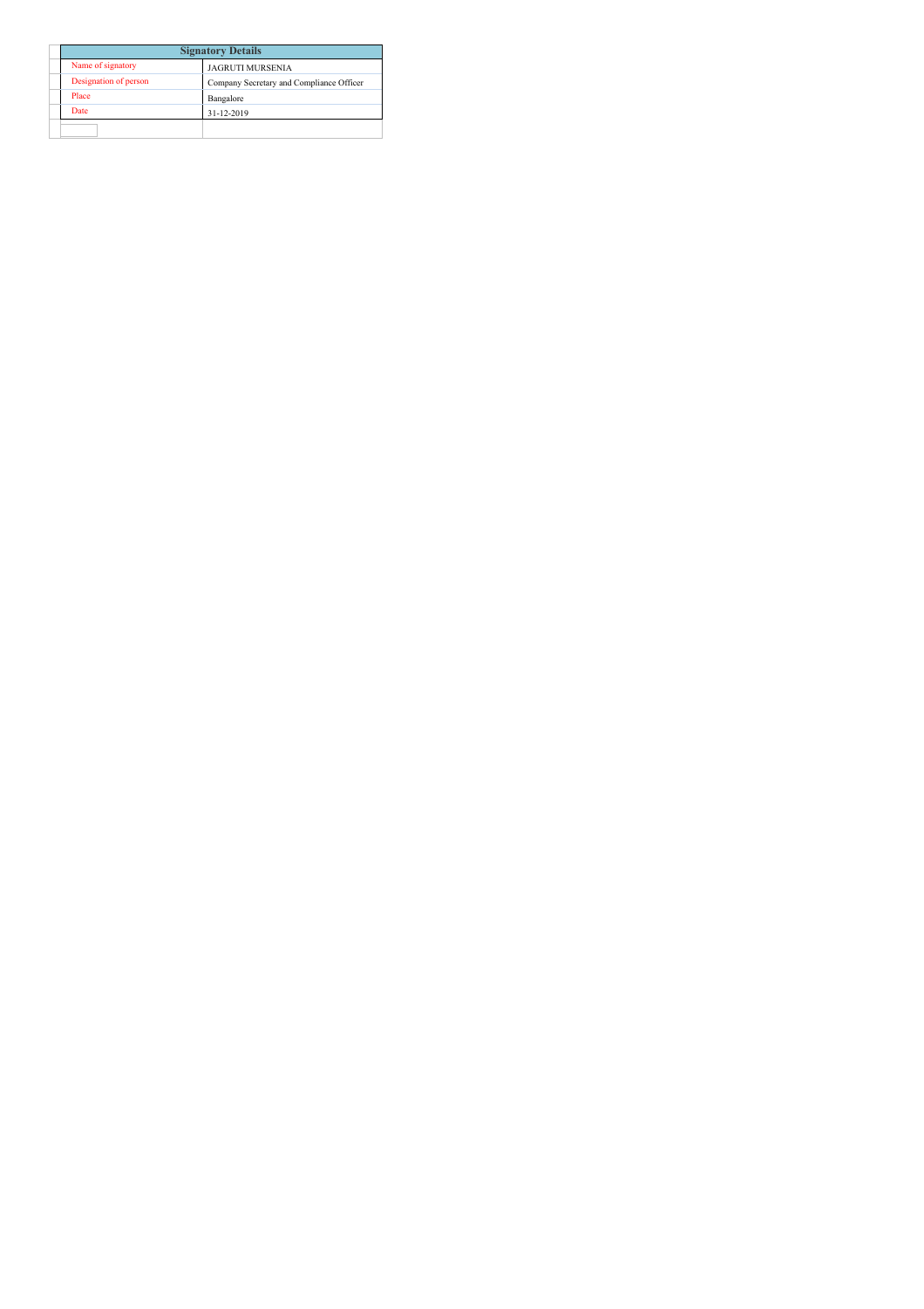| Signatory Details | |
|---|---|
| Name of signatory | JAGRUTI MURSENIA |
| Designation of person | Company Secretary and Compliance Officer |
| Place | Bangalore |
| Date | 31-12-2019 |